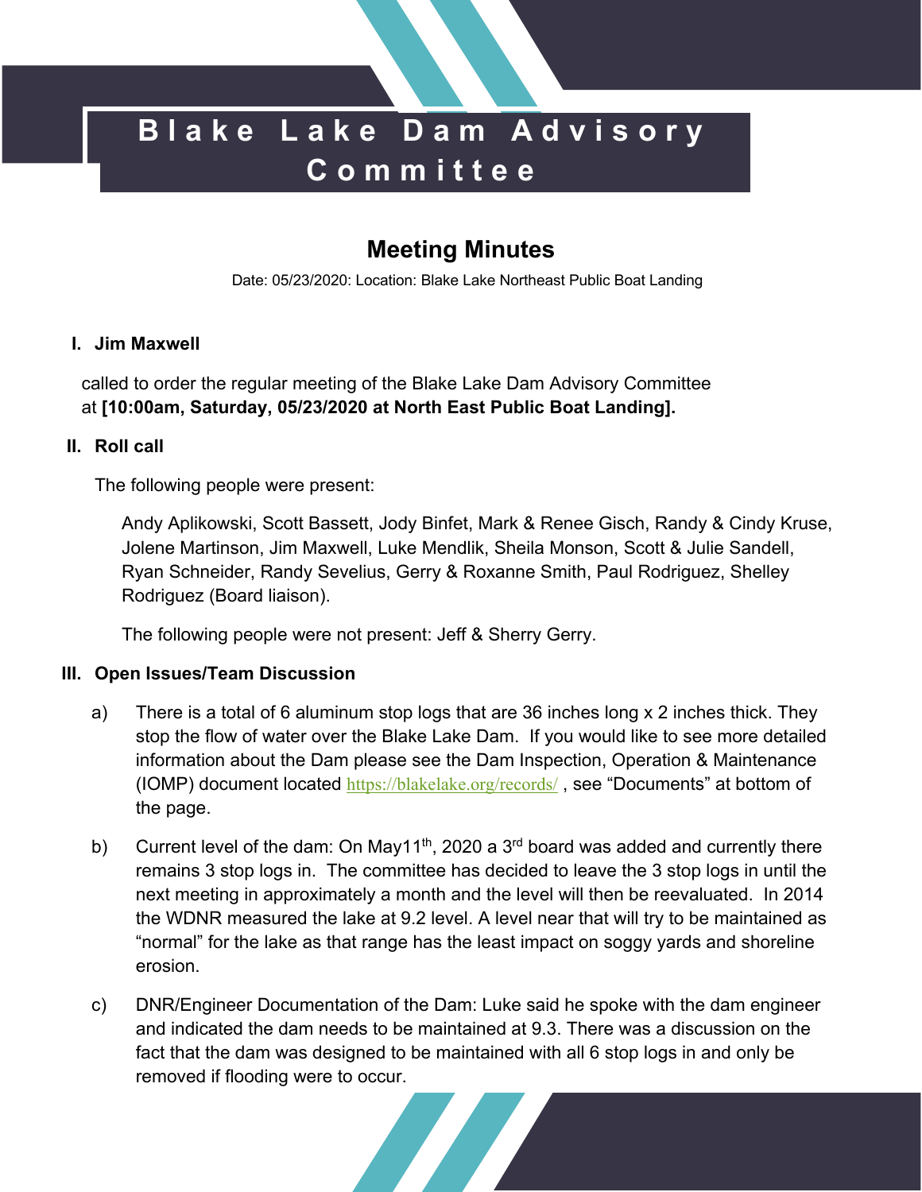# Blake Lake Dam Advisory Committee

## Meeting Minutes

Date: 05/23/2020: Location: Blake Lake Northeast Public Boat Landing

### I. Jim Maxwell

called to order the regular meeting of the Blake Lake Dam Advisory Committee at **[10:00am, Saturday, 05/23/2020 at North East Public Boat Landing].**

### II. Roll call

The following people were present:

Andy Aplikowski, Scott Bassett, Jody Binfet, Mark & Renee Gisch, Randy & Cindy Kruse, Jolene Martinson, Jim Maxwell, Luke Mendlik, Sheila Monson, Scott & Julie Sandell, Ryan Schneider, Randy Sevelius, Gerry & Roxanne Smith, Paul Rodriguez, Shelley Rodriguez (Board liaison).

The following people were not present: Jeff & Sherry Gerry.

### III. Open Issues/Team Discussion

a) There is a total of 6 aluminum stop logs that are 36 inches long x 2 inches thick. They stop the flow of water over the Blake Lake Dam. If you would like to see more detailed information about the Dam please see the Dam Inspection, Operation & Maintenance (IOMP) document located https://blakelake.org/records/ , see "Documents" at bottom of the page.

b) Current level of the dam: On May11th, 2020 a 3rd board was added and currently there remains 3 stop logs in. The committee has decided to leave the 3 stop logs in until the next meeting in approximately a month and the level will then be reevaluated. In 2014 the WDNR measured the lake at 9.2 level. A level near that will try to be maintained as "normal" for the lake as that range has the least impact on soggy yards and shoreline erosion.

c) DNR/Engineer Documentation of the Dam: Luke said he spoke with the dam engineer and indicated the dam needs to be maintained at 9.3. There was a discussion on the fact that the dam was designed to be maintained with all 6 stop logs in and only be removed if flooding were to occur.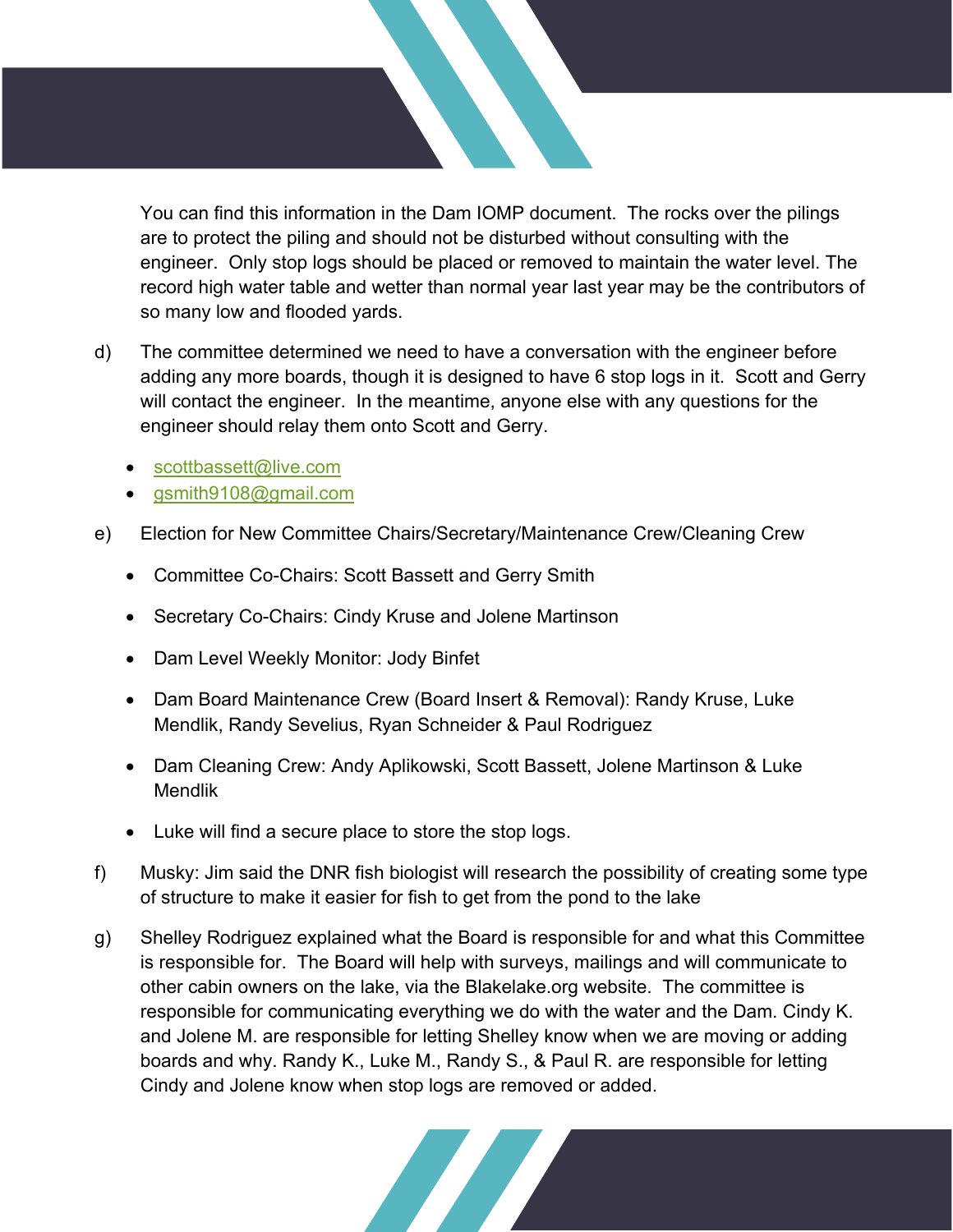You can find this information in the Dam IOMP document. The rocks over the pilings are to protect the piling and should not be disturbed without consulting with the engineer. Only stop logs should be placed or removed to maintain the water level. The record high water table and wetter than normal year last year may be the contributors of so many low and flooded yards.

d) The committee determined we need to have a conversation with the engineer before adding any more boards, though it is designed to have 6 stop logs in it. Scott and Gerry will contact the engineer. In the meantime, anyone else with any questions for the engineer should relay them onto Scott and Gerry.

- scottbassett@live.com
- gsmith9108@gmail.com

e) Election for New Committee Chairs/Secretary/Maintenance Crew/Cleaning Crew

- Committee Co-Chairs: Scott Bassett and Gerry Smith
- Secretary Co-Chairs: Cindy Kruse and Jolene Martinson
- Dam Level Weekly Monitor: Jody Binfet
- Dam Board Maintenance Crew (Board Insert & Removal): Randy Kruse, Luke Mendlik, Randy Sevelius, Ryan Schneider & Paul Rodriguez
- Dam Cleaning Crew: Andy Aplikowski, Scott Bassett, Jolene Martinson & Luke Mendlik
- Luke will find a secure place to store the stop logs.

f) Musky: Jim said the DNR fish biologist will research the possibility of creating some type of structure to make it easier for fish to get from the pond to the lake

g) Shelley Rodriguez explained what the Board is responsible for and what this Committee is responsible for. The Board will help with surveys, mailings and will communicate to other cabin owners on the lake, via the Blakelake.org website. The committee is responsible for communicating everything we do with the water and the Dam. Cindy K. and Jolene M. are responsible for letting Shelley know when we are moving or adding boards and why. Randy K., Luke M., Randy S., & Paul R. are responsible for letting Cindy and Jolene know when stop logs are removed or added.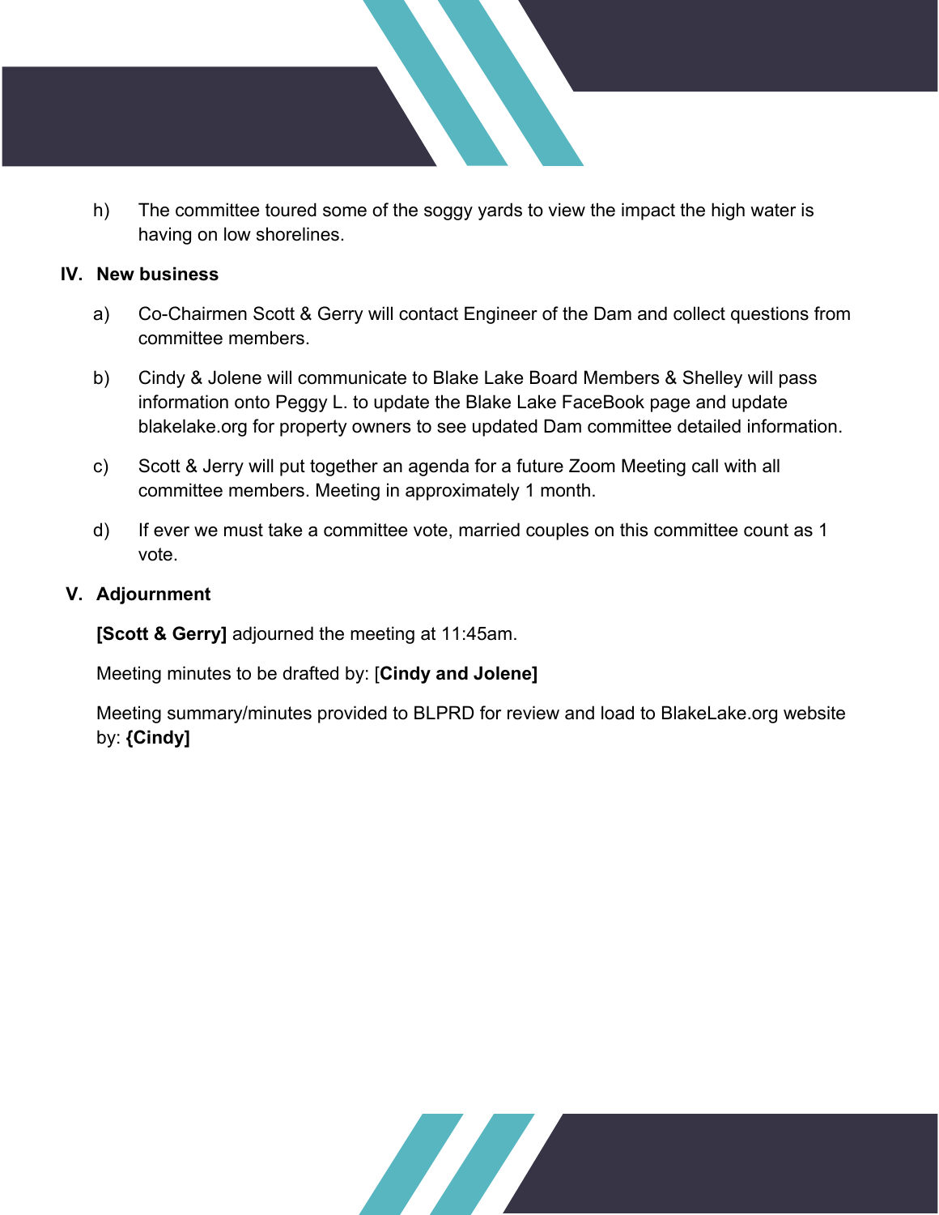h) The committee toured some of the soggy yards to view the impact the high water is having on low shorelines.

## IV. New business

a) Co-Chairmen Scott & Gerry will contact Engineer of the Dam and collect questions from committee members.

b) Cindy & Jolene will communicate to Blake Lake Board Members & Shelley will pass information onto Peggy L. to update the Blake Lake FaceBook page and update blakelake.org for property owners to see updated Dam committee detailed information.

c) Scott & Jerry will put together an agenda for a future Zoom Meeting call with all committee members. Meeting in approximately 1 month.

d) If ever we must take a committee vote, married couples on this committee count as 1 vote.

## V. Adjournment

**[Scott & Gerry]** adjourned the meeting at 11:45am.

Meeting minutes to be drafted by: [**Cindy and Jolene]**

Meeting summary/minutes provided to BLPRD for review and load to BlakeLake.org website by: **{Cindy]**